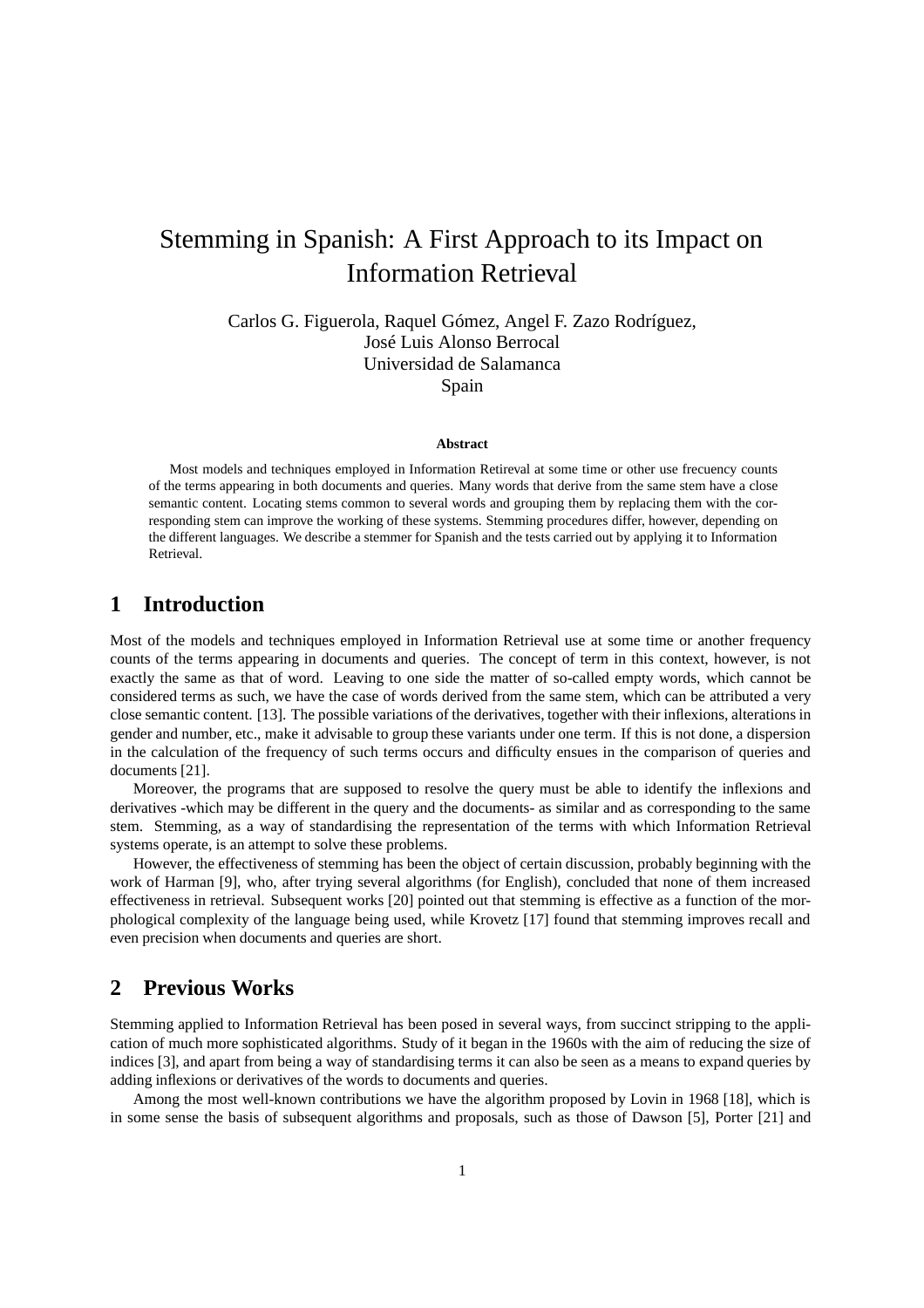# Stemming in Spanish: A First Approach to its Impact on Information Retrieval

Carlos G. Figuerola, Raquel Gómez, Angel F. Zazo Rodríguez,
José Luis Alonso Berrocal
Universidad de Salamanca
Spain

**Abstract**

Most models and techniques employed in Information Retrieval at some time or other use frecuency counts of the terms appearing in both documents and queries. Many words that derive from the same stem have a close semantic content. Locating stems common to several words and grouping them by replacing them with the corresponding stem can improve the working of these systems. Stemming procedures differ, however, depending on the different languages. We describe a stemmer for Spanish and the tests carried out by applying it to Information Retrieval.

## 1 Introduction

Most of the models and techniques employed in Information Retrieval use at some time or another frequency counts of the terms appearing in documents and queries. The concept of term in this context, however, is not exactly the same as that of word. Leaving to one side the matter of so-called empty words, which cannot be considered terms as such, we have the case of words derived from the same stem, which can be attributed a very close semantic content. [13]. The possible variations of the derivatives, together with their inflexions, alterations in gender and number, etc., make it advisable to group these variants under one term. If this is not done, a dispersion in the calculation of the frequency of such terms occurs and difficulty ensues in the comparison of queries and documents [21].

Moreover, the programs that are supposed to resolve the query must be able to identify the inflexions and derivatives -which may be different in the query and the documents- as similar and as corresponding to the same stem. Stemming, as a way of standardising the representation of the terms with which Information Retrieval systems operate, is an attempt to solve these problems.

However, the effectiveness of stemming has been the object of certain discussion, probably beginning with the work of Harman [9], who, after trying several algorithms (for English), concluded that none of them increased effectiveness in retrieval. Subsequent works [20] pointed out that stemming is effective as a function of the morphological complexity of the language being used, while Krovetz [17] found that stemming improves recall and even precision when documents and queries are short.

## 2 Previous Works

Stemming applied to Information Retrieval has been posed in several ways, from succinct stripping to the application of much more sophisticated algorithms. Study of it began in the 1960s with the aim of reducing the size of indices [3], and apart from being a way of standardising terms it can also be seen as a means to expand queries by adding inflexions or derivatives of the words to documents and queries.

Among the most well-known contributions we have the algorithm proposed by Lovin in 1968 [18], which is in some sense the basis of subsequent algorithms and proposals, such as those of Dawson [5], Porter [21] and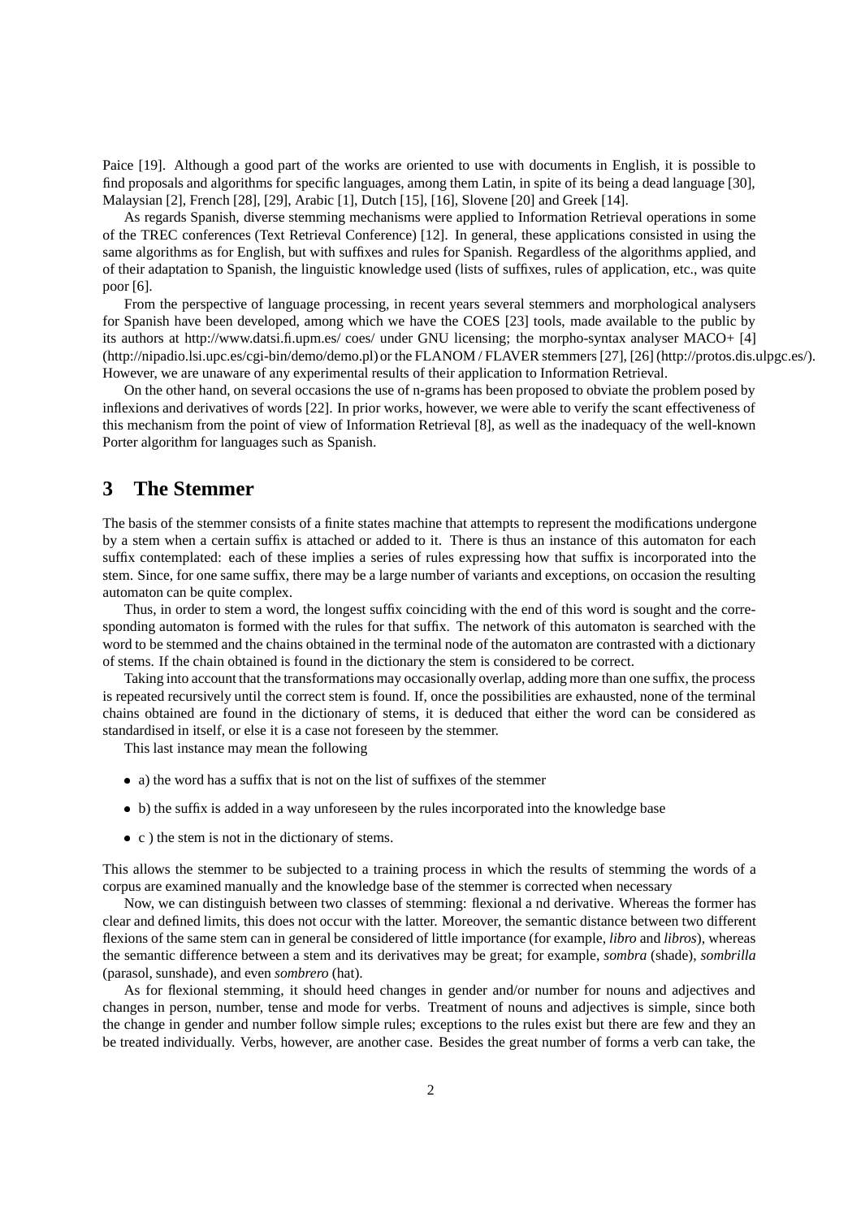Paice [19]. Although a good part of the works are oriented to use with documents in English, it is possible to find proposals and algorithms for specific languages, among them Latin, in spite of its being a dead language [30], Malaysian [2], French [28], [29], Arabic [1], Dutch [15], [16], Slovene [20] and Greek [14].

As regards Spanish, diverse stemming mechanisms were applied to Information Retrieval operations in some of the TREC conferences (Text Retrieval Conference) [12]. In general, these applications consisted in using the same algorithms as for English, but with suffixes and rules for Spanish. Regardless of the algorithms applied, and of their adaptation to Spanish, the linguistic knowledge used (lists of suffixes, rules of application, etc., was quite poor [6].

From the perspective of language processing, in recent years several stemmers and morphological analysers for Spanish have been developed, among which we have the COES [23] tools, made available to the public by its authors at http://www.datsi.fi.upm.es/ coes/ under GNU licensing; the morpho-syntax analyser MACO+ [4] (http://nipadio.lsi.upc.es/cgi-bin/demo/demo.pl) or the FLANOM / FLAVER stemmers [27], [26] (http://protos.dis.ulpgc.es/). However, we are unaware of any experimental results of their application to Information Retrieval.

On the other hand, on several occasions the use of n-grams has been proposed to obviate the problem posed by inflexions and derivatives of words [22]. In prior works, however, we were able to verify the scant effectiveness of this mechanism from the point of view of Information Retrieval [8], as well as the inadequacy of the well-known Porter algorithm for languages such as Spanish.

## 3 The Stemmer

The basis of the stemmer consists of a finite states machine that attempts to represent the modifications undergone by a stem when a certain suffix is attached or added to it. There is thus an instance of this automaton for each suffix contemplated: each of these implies a series of rules expressing how that suffix is incorporated into the stem. Since, for one same suffix, there may be a large number of variants and exceptions, on occasion the resulting automaton can be quite complex.

Thus, in order to stem a word, the longest suffix coinciding with the end of this word is sought and the corresponding automaton is formed with the rules for that suffix. The network of this automaton is searched with the word to be stemmed and the chains obtained in the terminal node of the automaton are contrasted with a dictionary of stems. If the chain obtained is found in the dictionary the stem is considered to be correct.

Taking into account that the transformations may occasionally overlap, adding more than one suffix, the process is repeated recursively until the correct stem is found. If, once the possibilities are exhausted, none of the terminal chains obtained are found in the dictionary of stems, it is deduced that either the word can be considered as standardised in itself, or else it is a case not foreseen by the stemmer.

This last instance may mean the following

- a) the word has a suffix that is not on the list of suffixes of the stemmer
- b) the suffix is added in a way unforeseen by the rules incorporated into the knowledge base
- c ) the stem is not in the dictionary of stems.

This allows the stemmer to be subjected to a training process in which the results of stemming the words of a corpus are examined manually and the knowledge base of the stemmer is corrected when necessary

Now, we can distinguish between two classes of stemming: flexional a nd derivative. Whereas the former has clear and defined limits, this does not occur with the latter. Moreover, the semantic distance between two different flexions of the same stem can in general be considered of little importance (for example, *libro* and *libros*), whereas the semantic difference between a stem and its derivatives may be great; for example, *sombra* (shade), *sombrilla* (parasol, sunshade), and even *sombrero* (hat).

As for flexional stemming, it should heed changes in gender and/or number for nouns and adjectives and changes in person, number, tense and mode for verbs. Treatment of nouns and adjectives is simple, since both the change in gender and number follow simple rules; exceptions to the rules exist but there are few and they an be treated individually. Verbs, however, are another case. Besides the great number of forms a verb can take, the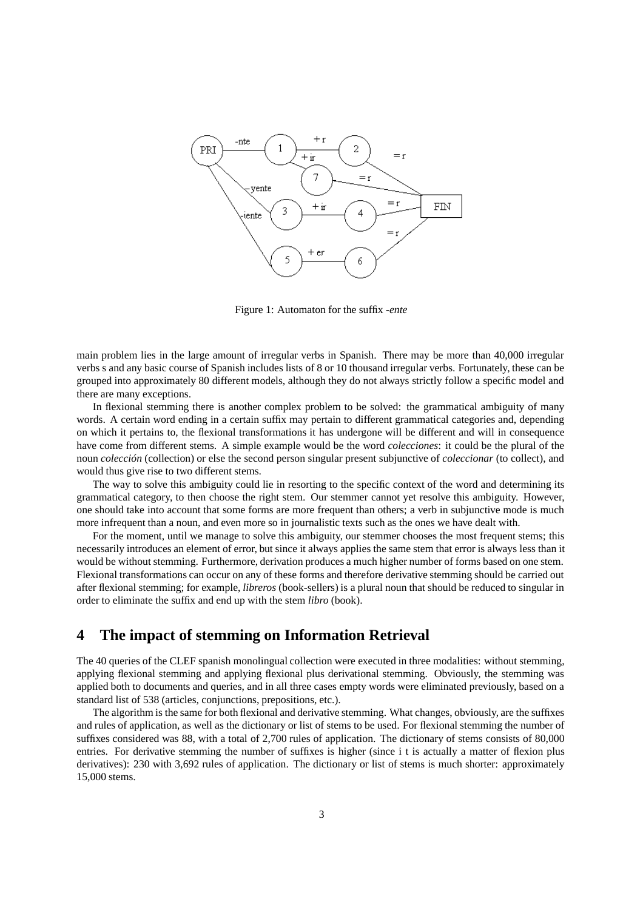Figure 1: Automaton for the suffix *-ente*

main problem lies in the large amount of irregular verbs in Spanish. There may be more than 40,000 irregular verbs s and any basic course of Spanish includes lists of 8 or 10 thousand irregular verbs. Fortunately, these can be grouped into approximately 80 different models, although they do not always strictly follow a specific model and there are many exceptions.

In flexional stemming there is another complex problem to be solved: the grammatical ambiguity of many words. A certain word ending in a certain suffix may pertain to different grammatical categories and, depending on which it pertains to, the flexional transformations it has undergone will be different and will in consequence have come from different stems. A simple example would be the word *colecciones*: it could be the plural of the noun *colección* (collection) or else the second person singular present subjunctive of *coleccionar* (to collect), and would thus give rise to two different stems.

The way to solve this ambiguity could lie in resorting to the specific context of the word and determining its grammatical category, to then choose the right stem. Our stemmer cannot yet resolve this ambiguity. However, one should take into account that some forms are more frequent than others; a verb in subjunctive mode is much more infrequent than a noun, and even more so in journalistic texts such as the ones we have dealt with.

For the moment, until we manage to solve this ambiguity, our stemmer chooses the most frequent stems; this necessarily introduces an element of error, but since it always applies the same stem that error is always less than it would be without stemming. Furthermore, derivation produces a much higher number of forms based on one stem. Flexional transformations can occur on any of these forms and therefore derivative stemming should be carried out after flexional stemming; for example, *libreros* (book-sellers) is a plural noun that should be reduced to singular in order to eliminate the suffix and end up with the stem *libro* (book).

# 4 The impact of stemming on Information Retrieval

The 40 queries of the CLEF spanish monolingual collection were executed in three modalities: without stemming, applying flexional stemming and applying flexional plus derivational stemming. Obviously, the stemming was applied both to documents and queries, and in all three cases empty words were eliminated previously, based on a standard list of 538 (articles, conjunctions, prepositions, etc.).

The algorithm is the same for both flexional and derivative stemming. What changes, obviously, are the suffixes and rules of application, as well as the dictionary or list of stems to be used. For flexional stemming the number of suffixes considered was 88, with a total of 2,700 rules of application. The dictionary of stems consists of 80,000 entries. For derivative stemming the number of suffixes is higher (since i t is actually a matter of flexion plus derivatives): 230 with 3,692 rules of application. The dictionary or list of stems is much shorter: approximately 15,000 stems.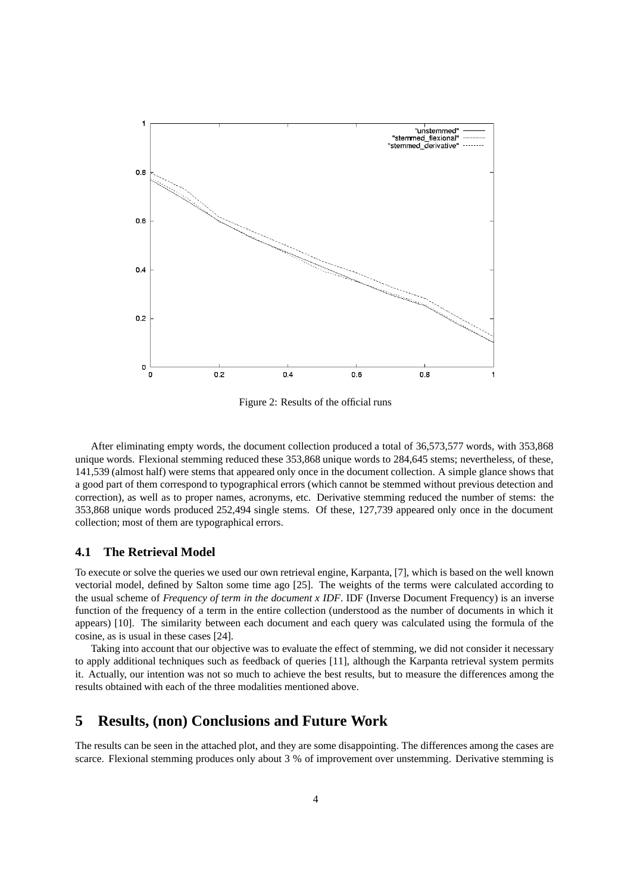Figure 2: Results of the official runs

After eliminating empty words, the document collection produced a total of 36,573,577 words, with 353,868 unique words. Flexional stemming reduced these 353,868 unique words to 284,645 stems; nevertheless, of these, 141,539 (almost half) were stems that appeared only once in the document collection. A simple glance shows that a good part of them correspond to typographical errors (which cannot be stemmed without previous detection and correction), as well as to proper names, acronyms, etc. Derivative stemming reduced the number of stems: the 353,868 unique words produced 252,494 single stems. Of these, 127,739 appeared only once in the document collection; most of them are typographical errors.

### 4.1 The Retrieval Model

To execute or solve the queries we used our own retrieval engine, Karpanta, [7], which is based on the well known vectorial model, defined by Salton some time ago [25]. The weights of the terms were calculated according to the usual scheme of *Frequency of term in the document x IDF*. IDF (Inverse Document Frequency) is an inverse function of the frequency of a term in the entire collection (understood as the number of documents in which it appears) [10]. The similarity between each document and each query was calculated using the formula of the cosine, as is usual in these cases [24].

Taking into account that our objective was to evaluate the effect of stemming, we did not consider it necessary to apply additional techniques such as feedback of queries [11], although the Karpanta retrieval system permits it. Actually, our intention was not so much to achieve the best results, but to measure the differences among the results obtained with each of the three modalities mentioned above.

## 5 Results, (non) Conclusions and Future Work

The results can be seen in the attached plot, and they are some disappointing. The differences among the cases are scarce. Flexional stemming produces only about 3 % of improvement over unstemming. Derivative stemming is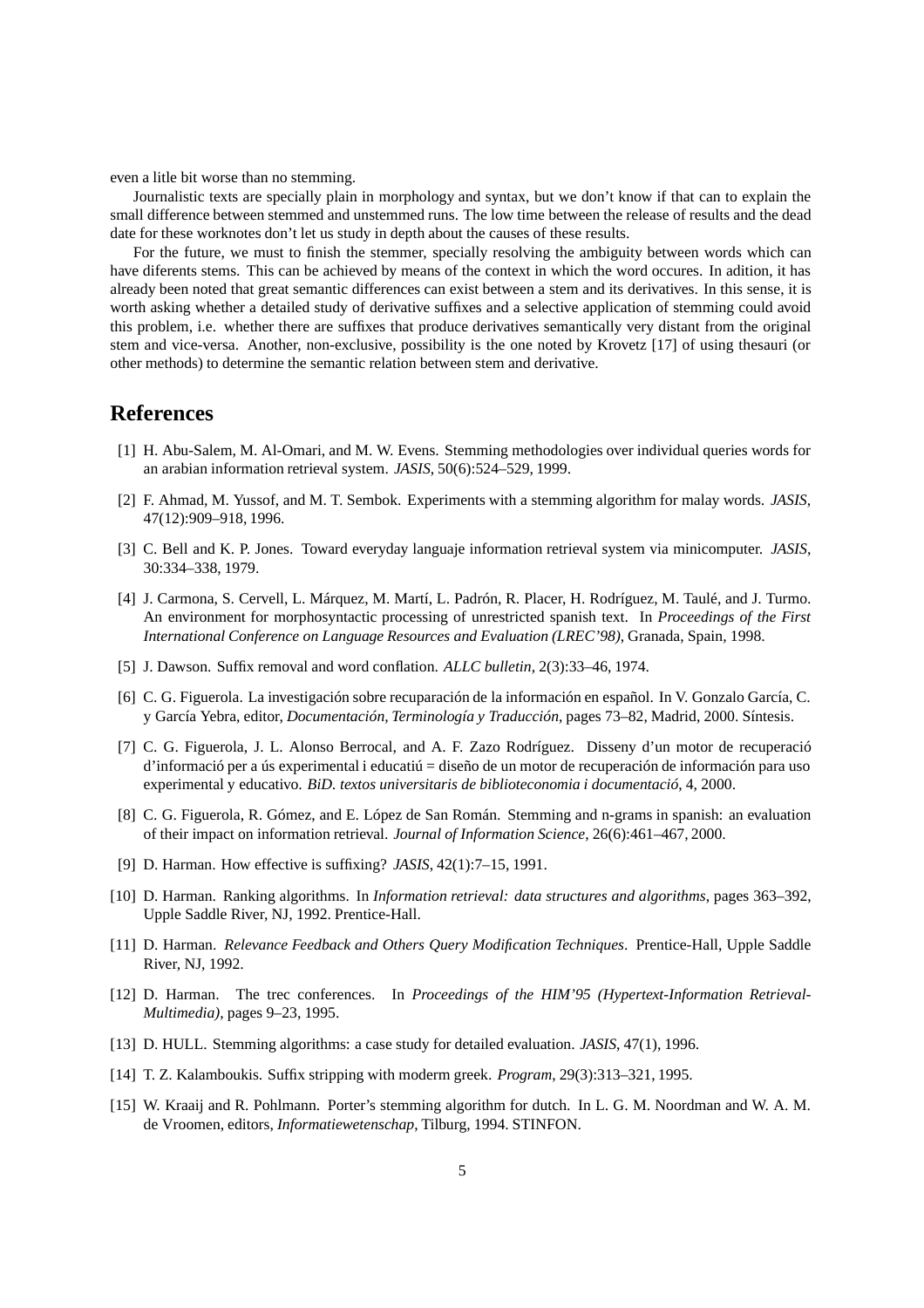even a litle bit worse than no stemming.

Journalistic texts are specially plain in morphology and syntax, but we don't know if that can to explain the small difference between stemmed and unstemmed runs. The low time between the release of results and the dead date for these worknotes don't let us study in depth about the causes of these results.

For the future, we must to finish the stemmer, specially resolving the ambiguity between words which can have diferents stems. This can be achieved by means of the context in which the word occures. In adition, it has already been noted that great semantic differences can exist between a stem and its derivatives. In this sense, it is worth asking whether a detailed study of derivative suffixes and a selective application of stemming could avoid this problem, i.e. whether there are suffixes that produce derivatives semantically very distant from the original stem and vice-versa. Another, non-exclusive, possibility is the one noted by Krovetz [17] of using thesauri (or other methods) to determine the semantic relation between stem and derivative.

# References

[1] H. Abu-Salem, M. Al-Omari, and M. W. Evens. Stemming methodologies over individual queries words for an arabian information retrieval system. *JASIS*, 50(6):524–529, 1999.

[2] F. Ahmad, M. Yussof, and M. T. Sembok. Experiments with a stemming algorithm for malay words. *JASIS*, 47(12):909–918, 1996.

[3] C. Bell and K. P. Jones. Toward everyday languaje information retrieval system via minicomputer. *JASIS*, 30:334–338, 1979.

[4] J. Carmona, S. Cervell, L. Márquez, M. Martí, L. Padrón, R. Placer, H. Rodríguez, M. Taulé, and J. Turmo. An environment for morphosyntactic processing of unrestricted spanish text. In *Proceedings of the First International Conference on Language Resources and Evaluation (LREC'98)*, Granada, Spain, 1998.

[5] J. Dawson. Suffix removal and word conflation. *ALLC bulletin*, 2(3):33–46, 1974.

[6] C. G. Figuerola. La investigación sobre recuparación de la información en español. In V. Gonzalo García, C. y García Yebra, editor, *Documentación, Terminología y Traducción*, pages 73–82, Madrid, 2000. Síntesis.

[7] C. G. Figuerola, J. L. Alonso Berrocal, and A. F. Zazo Rodríguez. Disseny d'un motor de recuperació d'informació per a ús experimental i educatiú = diseño de un motor de recuperación de información para uso experimental y educativo. *BiD. textos universitaris de biblioteconomia i documentació*, 4, 2000.

[8] C. G. Figuerola, R. Gómez, and E. López de San Román. Stemming and n-grams in spanish: an evaluation of their impact on information retrieval. *Journal of Information Science*, 26(6):461–467, 2000.

[9] D. Harman. How effective is suffixing? *JASIS*, 42(1):7–15, 1991.

[10] D. Harman. Ranking algorithms. In *Information retrieval: data structures and algorithms*, pages 363–392, Upple Saddle River, NJ, 1992. Prentice-Hall.

[11] D. Harman. *Relevance Feedback and Others Query Modification Techniques*. Prentice-Hall, Upple Saddle River, NJ, 1992.

[12] D. Harman. The trec conferences. In *Proceedings of the HIM'95 (Hypertext-Information Retrieval-Multimedia)*, pages 9–23, 1995.

[13] D. HULL. Stemming algorithms: a case study for detailed evaluation. *JASIS*, 47(1), 1996.

[14] T. Z. Kalamboukis. Suffix stripping with moderm greek. *Program*, 29(3):313–321, 1995.

[15] W. Kraaij and R. Pohlmann. Porter's stemming algorithm for dutch. In L. G. M. Noordman and W. A. M. de Vroomen, editors, *Informatiewetenschap*, Tilburg, 1994. STINFON.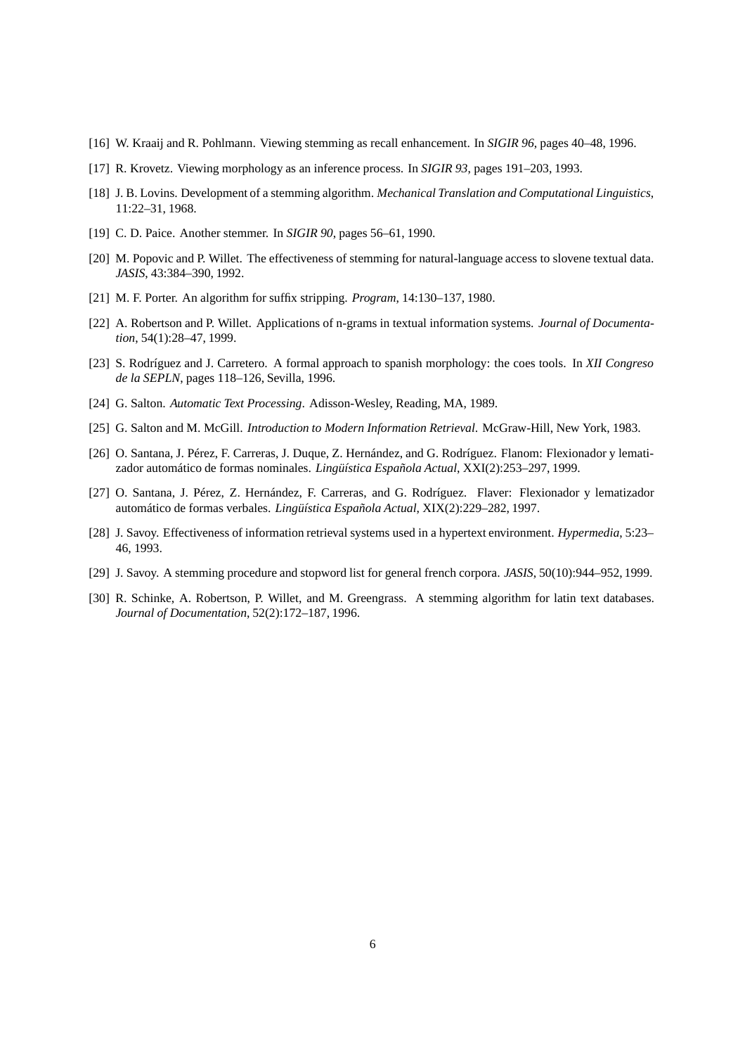[16] W. Kraaij and R. Pohlmann. Viewing stemming as recall enhancement. In *SIGIR 96*, pages 40–48, 1996.

[17] R. Krovetz. Viewing morphology as an inference process. In *SIGIR 93*, pages 191–203, 1993.

[18] J. B. Lovins. Development of a stemming algorithm. *Mechanical Translation and Computational Linguistics*, 11:22–31, 1968.

[19] C. D. Paice. Another stemmer. In *SIGIR 90*, pages 56–61, 1990.

[20] M. Popovic and P. Willet. The effectiveness of stemming for natural-language access to slovene textual data. *JASIS*, 43:384–390, 1992.

[21] M. F. Porter. An algorithm for suffix stripping. *Program*, 14:130–137, 1980.

[22] A. Robertson and P. Willet. Applications of n-grams in textual information systems. *Journal of Documentation*, 54(1):28–47, 1999.

[23] S. Rodríguez and J. Carretero. A formal approach to spanish morphology: the coes tools. In *XII Congreso de la SEPLN*, pages 118–126, Sevilla, 1996.

[24] G. Salton. *Automatic Text Processing*. Adisson-Wesley, Reading, MA, 1989.

[25] G. Salton and M. McGill. *Introduction to Modern Information Retrieval*. McGraw-Hill, New York, 1983.

[26] O. Santana, J. Pérez, F. Carreras, J. Duque, Z. Hernández, and G. Rodríguez. Flanom: Flexionador y lematizador automático de formas nominales. *Lingüística Española Actual*, XXI(2):253–297, 1999.

[27] O. Santana, J. Pérez, Z. Hernández, F. Carreras, and G. Rodríguez. Flaver: Flexionador y lematizador automático de formas verbales. *Lingüística Española Actual*, XIX(2):229–282, 1997.

[28] J. Savoy. Effectiveness of information retrieval systems used in a hypertext environment. *Hypermedia*, 5:23–46, 1993.

[29] J. Savoy. A stemming procedure and stopword list for general french corpora. *JASIS*, 50(10):944–952, 1999.

[30] R. Schinke, A. Robertson, P. Willet, and M. Greengrass. A stemming algorithm for latin text databases. *Journal of Documentation*, 52(2):172–187, 1996.